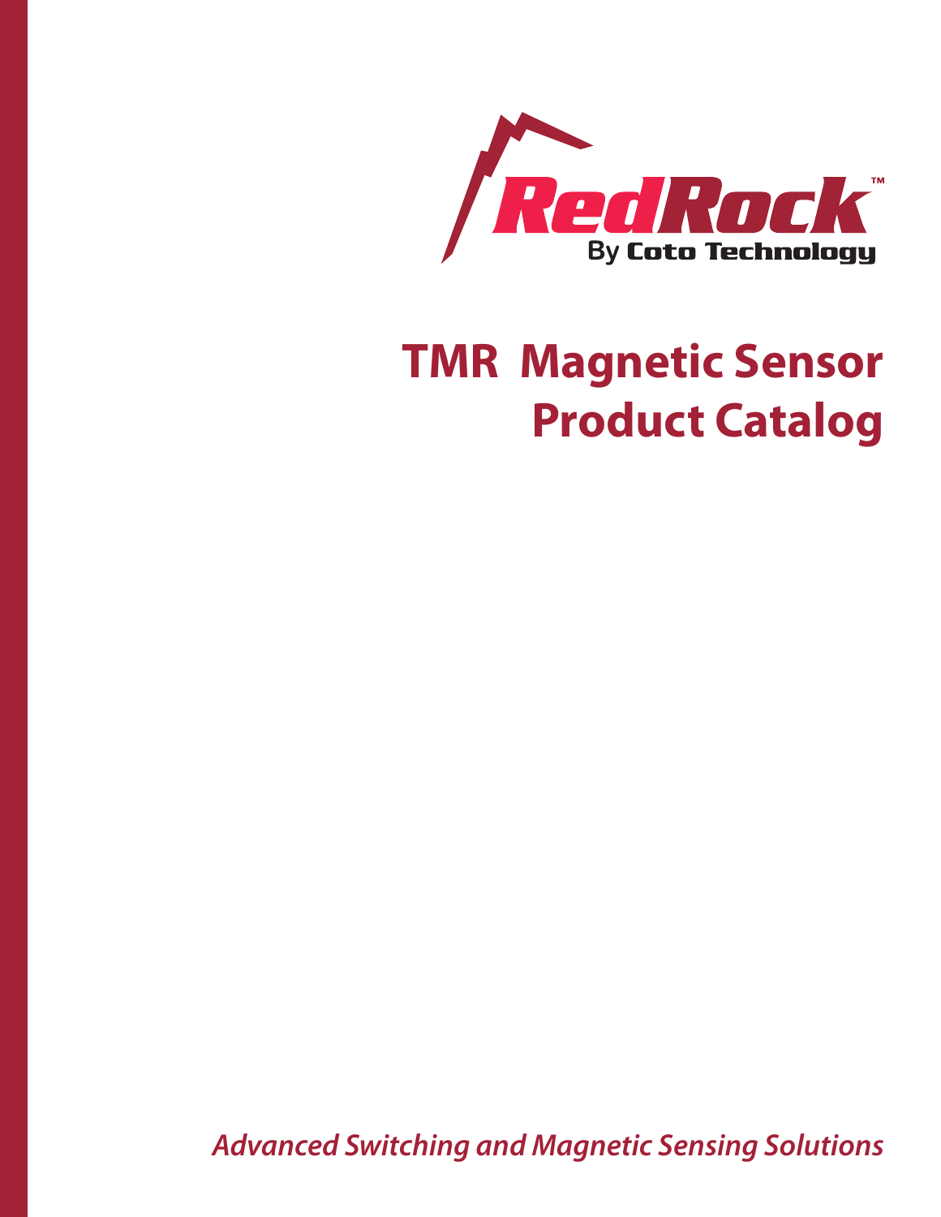RedRock™

By Coto Technology

# TMR Magnetic Sensor Product Catalog

*Advanced Switching and Magnetic Sensing Solutions*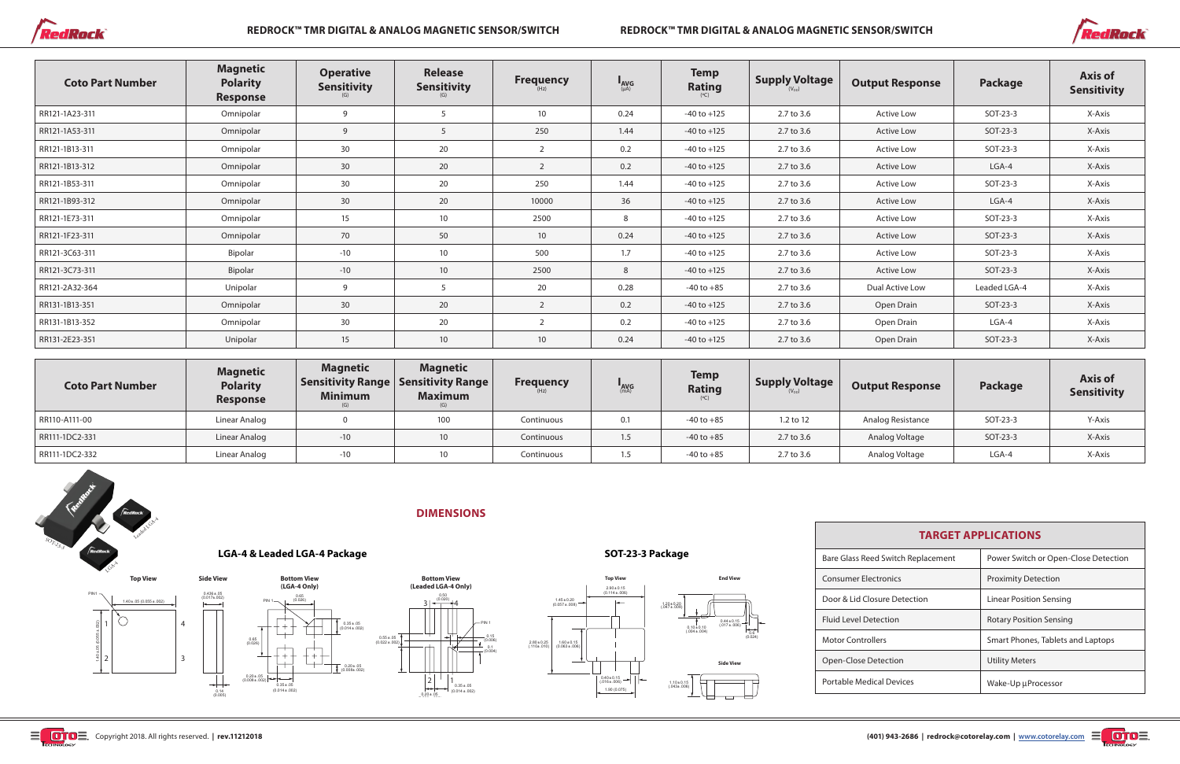| Coto Part Number | Magnetic Polarity Response | Operative Sensitivity (G) | Release Sensitivity (G) | Frequency (Hz) | $I_{AVG}$ (µA) | Temp Rating (ºC) | Supply Voltage ($V_{DD}$) | Output Response | Package | Axis of Sensitivity |
|---|---|---|---|---|---|---|---|---|---|---|
| RR121-1A23-311 | Omnipolar | 9 | 5 | 10 | 0.24 | -40 to +125 | 2.7 to 3.6 | Active Low | SOT-23-3 | X-Axis |
| RR121-1A53-311 | Omnipolar | 9 | 5 | 250 | 1.44 | -40 to +125 | 2.7 to 3.6 | Active Low | SOT-23-3 | X-Axis |
| RR121-1B13-311 | Omnipolar | 30 | 20 | 2 | 0.2 | -40 to +125 | 2.7 to 3.6 | Active Low | SOT-23-3 | X-Axis |
| RR121-1B13-312 | Omnipolar | 30 | 20 | 2 | 0.2 | -40 to +125 | 2.7 to 3.6 | Active Low | LGA-4 | X-Axis |
| RR121-1B53-311 | Omnipolar | 30 | 20 | 250 | 1.44 | -40 to +125 | 2.7 to 3.6 | Active Low | SOT-23-3 | X-Axis |
| RR121-1B93-312 | Omnipolar | 30 | 20 | 10000 | 36 | -40 to +125 | 2.7 to 3.6 | Active Low | LGA-4 | X-Axis |
| RR121-1E73-311 | Omnipolar | 15 | 10 | 2500 | 8 | -40 to +125 | 2.7 to 3.6 | Active Low | SOT-23-3 | X-Axis |
| RR121-1F23-311 | Omnipolar | 70 | 50 | 10 | 0.24 | -40 to +125 | 2.7 to 3.6 | Active Low | SOT-23-3 | X-Axis |
| RR121-3C63-311 | Bipolar | -10 | 10 | 500 | 1.7 | -40 to +125 | 2.7 to 3.6 | Active Low | SOT-23-3 | X-Axis |
| RR121-3C73-311 | Bipolar | -10 | 10 | 2500 | 8 | -40 to +125 | 2.7 to 3.6 | Active Low | SOT-23-3 | X-Axis |
| RR121-2A32-364 | Unipolar | 9 | 5 | 20 | 0.28 | -40 to +85 | 2.7 to 3.6 | Dual Active Low | Leaded LGA-4 | X-Axis |
| RR131-1B13-351 | Omnipolar | 30 | 20 | 2 | 0.2 | -40 to +125 | 2.7 to 3.6 | Open Drain | SOT-23-3 | X-Axis |
| RR131-1B13-352 | Omnipolar | 30 | 20 | 2 | 0.2 | -40 to +125 | 2.7 to 3.6 | Open Drain | LGA-4 | X-Axis |
| RR131-2E23-351 | Unipolar | 15 | 10 | 10 | 0.24 | -40 to +125 | 2.7 to 3.6 | Open Drain | SOT-23-3 | X-Axis |

| Coto Part Number | Magnetic Polarity Response | Magnetic Sensitivity Range Minimum (G) | Magnetic Sensitivity Range Maximum (G) | Frequency (Hz) | $I_{AVG}$ (mA) | Temp Rating (ºC) | Supply Voltage ($V_{DD}$) | Output Response | Package | Axis of Sensitivity |
|---|---|---|---|---|---|---|---|---|---|---|
| RR110-A111-00 | Linear Analog | 0 | 100 | Continuous | 0.1 | -40 to +85 | 1.2 to 12 | Analog Resistance | SOT-23-3 | Y-Axis |
| RR111-1DC2-331 | Linear Analog | -10 | 10 | Continuous | 1.5 | -40 to +85 | 2.7 to 3.6 | Analog Voltage | SOT-23-3 | X-Axis |
| RR111-1DC2-332 | Linear Analog | -10 | 10 | Continuous | 1.5 | -40 to +85 | 2.7 to 3.6 | Analog Voltage | LGA-4 | X-Axis |

## DIMENSIONS

### LGA-4 & Leaded LGA-4 Package

Top View | Side View | Bottom View (LGA-4 Only) | Bottom View (Leaded LGA-4 Only)

1.40 ± .05 (0.055 ± .002); 1.40 ± .05 (0.055 ± .002); 0.436 ± .05 (0.017 ± .002); 0.14 (0.005); 0.65 (0.026); 0.35 ± .05 (0.014 ± .002); 0.20 ± .05 (0.008 ± .002); 0.50 (0.020); 0.55 ± .05 (0.022 ± .002); 0.15 (0.006); 0.1 (0.004)

### SOT-23-3 Package

Top View | End View | Side View

2.90 ± 0.15 (0.114 ± .006); 1.40 ± 0.20 (0.057 ± .008); 2.80 ± 0.25 (.110 ± .010); 1.60 ± 0.15 (0.063 ± .006); 0.40 ± 0.15 (.016 ± .006); 1.90 (0.075); 1.20 ± 0.20 (.047 ± .008); 0.44 ± 0.15 (.017 ± .006); 0.10 ± 0.10 (.004 ± .004); 0.6 (0.024); 1.10 ± 0.15 (.043 ± .006)

| TARGET APPLICATIONS | |
|---|---|
| Bare Glass Reed Switch Replacement | Power Switch or Open-Close Detection |
| Consumer Electronics | Proximity Detection |
| Door & Lid Closure Detection | Linear Position Sensing |
| Fluid Level Detection | Rotary Position Sensing |
| Motor Controllers | Smart Phones, Tablets and Laptops |
| Open-Close Detection | Utility Meters |
| Portable Medical Devices | Wake-Up µProcessor |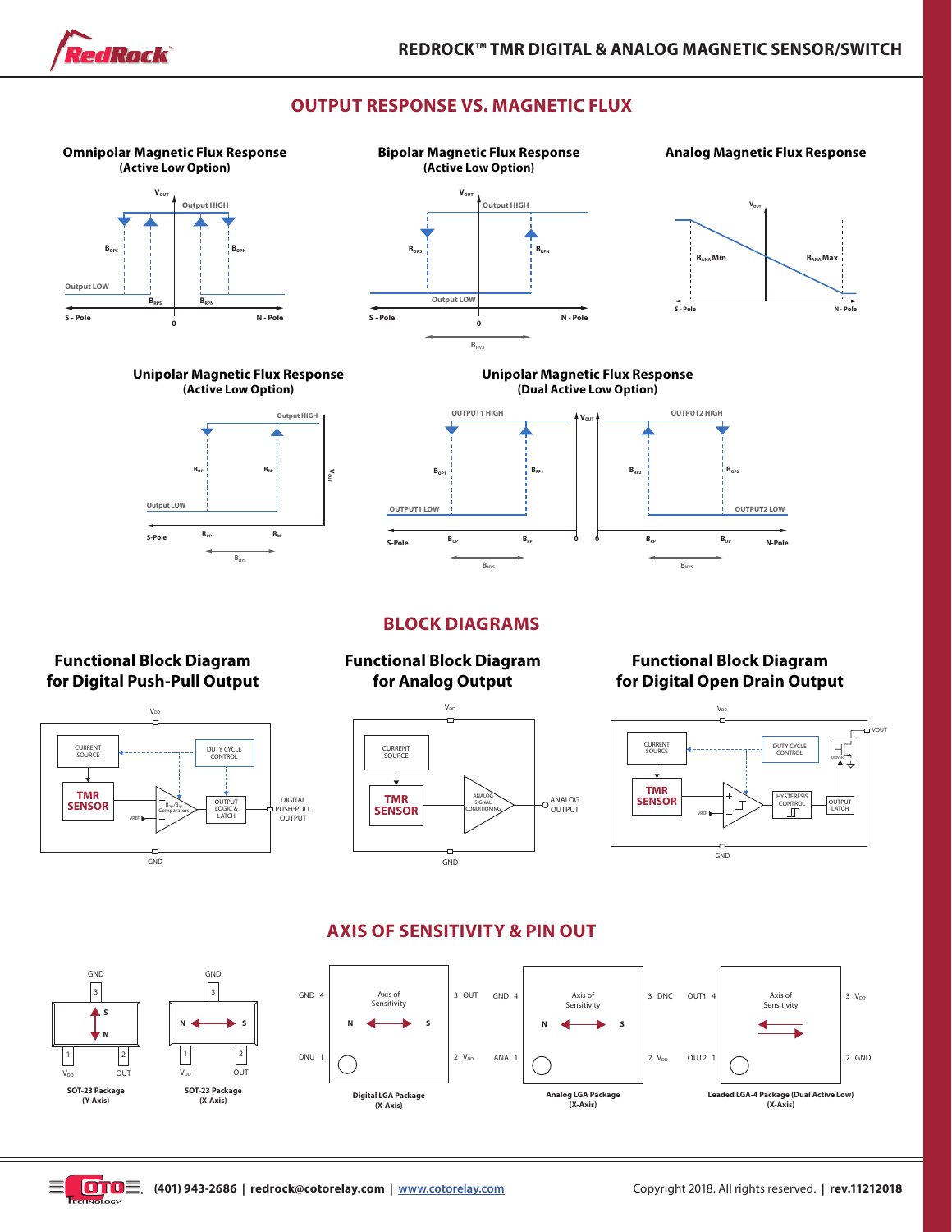## OUTPUT RESPONSE VS. MAGNETIC FLUX

### Omnipolar Magnetic Flux Response (Active Low Option)

$V_{OUT}$
Output HIGH
$B_{OPS}$
$B_{OPN}$
Output LOW
$B_{RPS}$
$B_{RPN}$
S - Pole
0
N - Pole

### Bipolar Magnetic Flux Response (Active Low Option)

$V_{OUT}$
Output HIGH
$B_{OPS}$
$B_{RPN}$
Output LOW
S - Pole
0
N - Pole
$B_{HYS}$

### Analog Magnetic Flux Response

$V_{OUT}$
$B_{ANA}$ Min
$B_{ANA}$ Max
S - Pole
N - Pole

### Unipolar Magnetic Flux Response (Active Low Option)

Output HIGH
$B_{OP}$
$B_{RP}$
$V_{OUT}$
Output LOW
S-Pole
$B_{OP}$
$B_{RP}$
$B_{HYS}$

### Unipolar Magnetic Flux Response (Dual Active Low Option)

OUTPUT1 HIGH
$V_{OUT}$
OUTPUT2 HIGH
$B_{OP1}$
$B_{RP1}$
$B_{RP2}$
$B_{OP2}$
OUTPUT1 LOW
OUTPUT2 LOW
S-Pole
$B_{OP}$
$B_{RP}$
0
0
$B_{RP}$
$B_{OP}$
N-Pole
$B_{HYS}$
$B_{HYS}$

## BLOCK DIAGRAMS

### Functional Block Diagram for Digital Push-Pull Output

$V_{DD}$
CURRENT SOURCE
DUTY CYCLE CONTROL
TMR SENSOR
$B_{OP}/B_{RP}$ Comparators
VREF
OUTPUT LOGIC & LATCH
DIGITAL PUSH-PULL OUTPUT
GND

### Functional Block Diagram for Analog Output

$V_{DD}$
CURRENT SOURCE
TMR SENSOR
ANALOG SIGNAL CONDITIONING
ANALOG OUTPUT
GND

### Functional Block Diagram for Digital Open Drain Output

$V_{DD}$
CURRENT SOURCE
DUTY CYCLE CONTROL
VOUT
DRIVER
TMR SENSOR
VREF
HYSTERESIS CONTROL
OUTPUT LATCH
GND

## AXIS OF SENSITIVITY & PIN OUT

GND 3, S, N, 1 $V_{DD}$, 2 OUT

**SOT-23 Package (Y-Axis)**

GND 3, N, S, 1 $V_{DD}$, 2 OUT

**SOT-23 Package (X-Axis)**

GND 4, Axis of Sensitivity, N, S, 3 OUT, DNU 1, 2 $V_{DD}$

**Digital LGA Package (X-Axis)**

GND 4, Axis of Sensitivity, N, S, 3 DNC, ANA 1, 2 $V_{DD}$

**Analog LGA Package (X-Axis)**

OUT1 4, Axis of Sensitivity, 3 $V_{DD}$, OUT2 1, 2 GND

**Leaded LGA-4 Package (Dual Active Low) (X-Axis)**

(401) 943-2686 | redrock@cotorelay.com | www.cotorelay.com